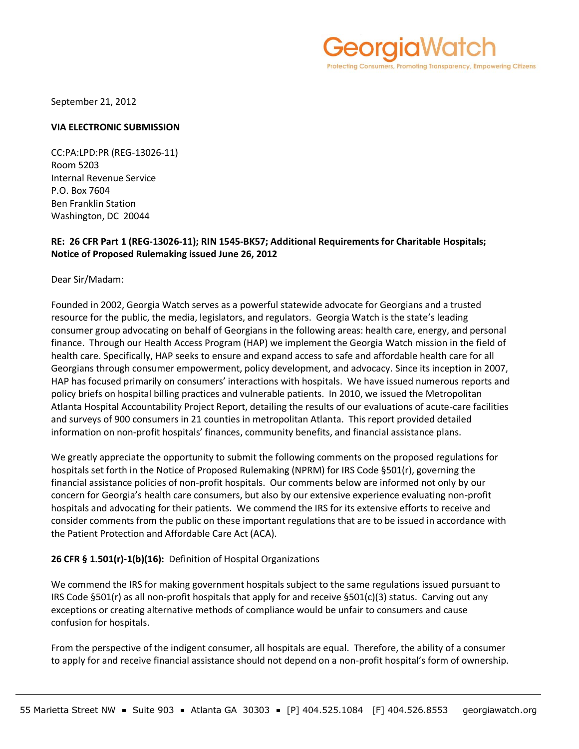GeorgiaWatch

Protecting Consumers, Promoting Transparency, Empowering Citizens

September 21, 2012

**VIA ELECTRONIC SUBMISSION**

CC:PA:LPD:PR (REG-13026-11)
Room 5203
Internal Revenue Service
P.O. Box 7604
Ben Franklin Station
Washington, DC 20044

**RE: 26 CFR Part 1 (REG-13026-11); RIN 1545-BK57; Additional Requirements for Charitable Hospitals; Notice of Proposed Rulemaking issued June 26, 2012**

Dear Sir/Madam:

Founded in 2002, Georgia Watch serves as a powerful statewide advocate for Georgians and a trusted resource for the public, the media, legislators, and regulators. Georgia Watch is the state's leading consumer group advocating on behalf of Georgians in the following areas: health care, energy, and personal finance. Through our Health Access Program (HAP) we implement the Georgia Watch mission in the field of health care. Specifically, HAP seeks to ensure and expand access to safe and affordable health care for all Georgians through consumer empowerment, policy development, and advocacy. Since its inception in 2007, HAP has focused primarily on consumers' interactions with hospitals. We have issued numerous reports and policy briefs on hospital billing practices and vulnerable patients. In 2010, we issued the Metropolitan Atlanta Hospital Accountability Project Report, detailing the results of our evaluations of acute-care facilities and surveys of 900 consumers in 21 counties in metropolitan Atlanta. This report provided detailed information on non-profit hospitals' finances, community benefits, and financial assistance plans.

We greatly appreciate the opportunity to submit the following comments on the proposed regulations for hospitals set forth in the Notice of Proposed Rulemaking (NPRM) for IRS Code §501(r), governing the financial assistance policies of non-profit hospitals. Our comments below are informed not only by our concern for Georgia's health care consumers, but also by our extensive experience evaluating non-profit hospitals and advocating for their patients. We commend the IRS for its extensive efforts to receive and consider comments from the public on these important regulations that are to be issued in accordance with the Patient Protection and Affordable Care Act (ACA).

**26 CFR § 1.501(r)-1(b)(16):** Definition of Hospital Organizations

We commend the IRS for making government hospitals subject to the same regulations issued pursuant to IRS Code §501(r) as all non-profit hospitals that apply for and receive §501(c)(3) status. Carving out any exceptions or creating alternative methods of compliance would be unfair to consumers and cause confusion for hospitals.

From the perspective of the indigent consumer, all hospitals are equal. Therefore, the ability of a consumer to apply for and receive financial assistance should not depend on a non-profit hospital's form of ownership.

55 Marietta Street NW ▪ Suite 903 ▪ Atlanta GA 30303 ▪ [P] 404.525.1084 [F] 404.526.8553 georgiawatch.org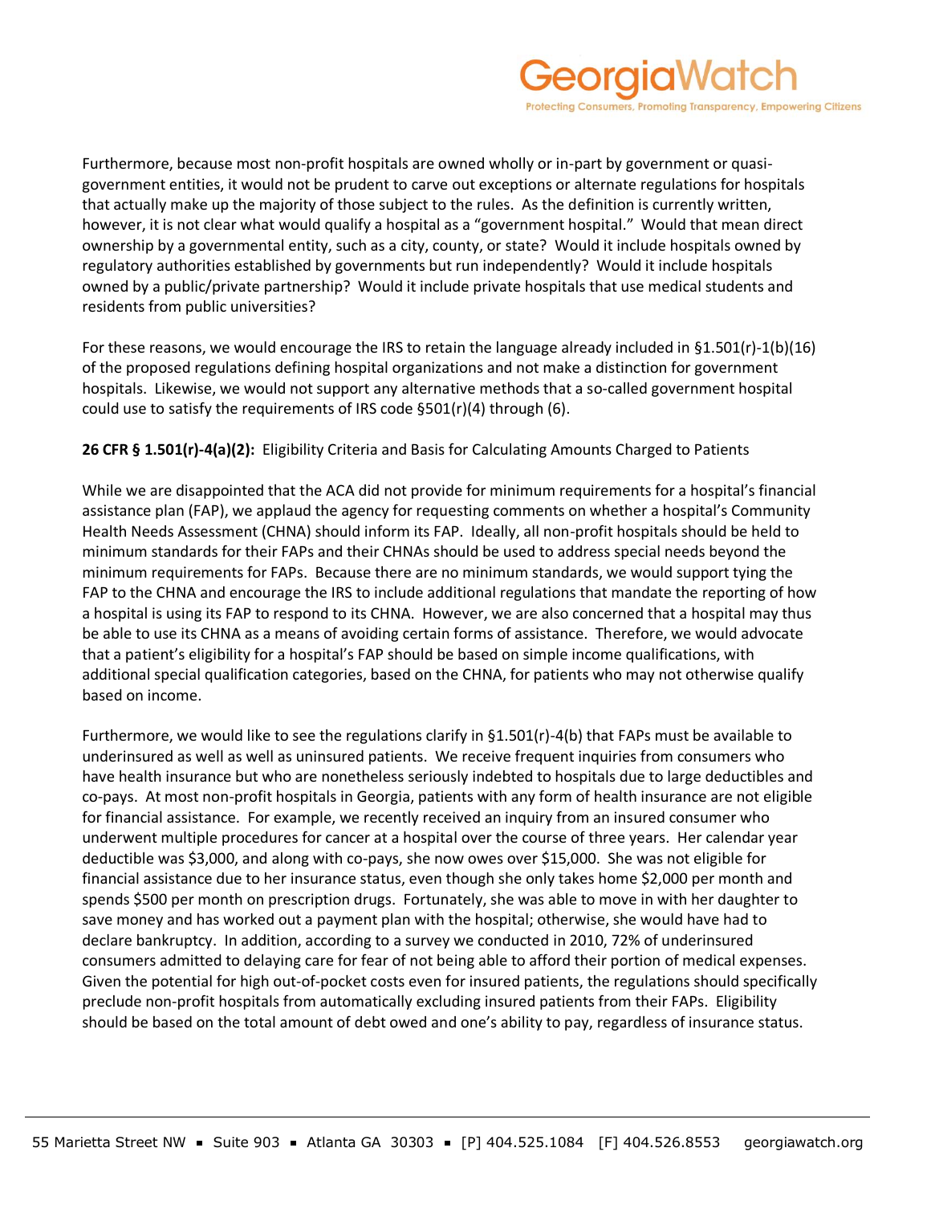Furthermore, because most non-profit hospitals are owned wholly or in-part by government or quasi-government entities, it would not be prudent to carve out exceptions or alternate regulations for hospitals that actually make up the majority of those subject to the rules. As the definition is currently written, however, it is not clear what would qualify a hospital as a "government hospital." Would that mean direct ownership by a governmental entity, such as a city, county, or state? Would it include hospitals owned by regulatory authorities established by governments but run independently? Would it include hospitals owned by a public/private partnership? Would it include private hospitals that use medical students and residents from public universities?

For these reasons, we would encourage the IRS to retain the language already included in §1.501(r)-1(b)(16) of the proposed regulations defining hospital organizations and not make a distinction for government hospitals. Likewise, we would not support any alternative methods that a so-called government hospital could use to satisfy the requirements of IRS code §501(r)(4) through (6).

**26 CFR § 1.501(r)-4(a)(2):** Eligibility Criteria and Basis for Calculating Amounts Charged to Patients

While we are disappointed that the ACA did not provide for minimum requirements for a hospital's financial assistance plan (FAP), we applaud the agency for requesting comments on whether a hospital's Community Health Needs Assessment (CHNA) should inform its FAP. Ideally, all non-profit hospitals should be held to minimum standards for their FAPs and their CHNAs should be used to address special needs beyond the minimum requirements for FAPs. Because there are no minimum standards, we would support tying the FAP to the CHNA and encourage the IRS to include additional regulations that mandate the reporting of how a hospital is using its FAP to respond to its CHNA. However, we are also concerned that a hospital may thus be able to use its CHNA as a means of avoiding certain forms of assistance. Therefore, we would advocate that a patient's eligibility for a hospital's FAP should be based on simple income qualifications, with additional special qualification categories, based on the CHNA, for patients who may not otherwise qualify based on income.

Furthermore, we would like to see the regulations clarify in §1.501(r)-4(b) that FAPs must be available to underinsured as well as well as uninsured patients. We receive frequent inquiries from consumers who have health insurance but who are nonetheless seriously indebted to hospitals due to large deductibles and co-pays. At most non-profit hospitals in Georgia, patients with any form of health insurance are not eligible for financial assistance. For example, we recently received an inquiry from an insured consumer who underwent multiple procedures for cancer at a hospital over the course of three years. Her calendar year deductible was $3,000, and along with co-pays, she now owes over $15,000. She was not eligible for financial assistance due to her insurance status, even though she only takes home $2,000 per month and spends $500 per month on prescription drugs. Fortunately, she was able to move in with her daughter to save money and has worked out a payment plan with the hospital; otherwise, she would have had to declare bankruptcy. In addition, according to a survey we conducted in 2010, 72% of underinsured consumers admitted to delaying care for fear of not being able to afford their portion of medical expenses. Given the potential for high out-of-pocket costs even for insured patients, the regulations should specifically preclude non-profit hospitals from automatically excluding insured patients from their FAPs. Eligibility should be based on the total amount of debt owed and one's ability to pay, regardless of insurance status.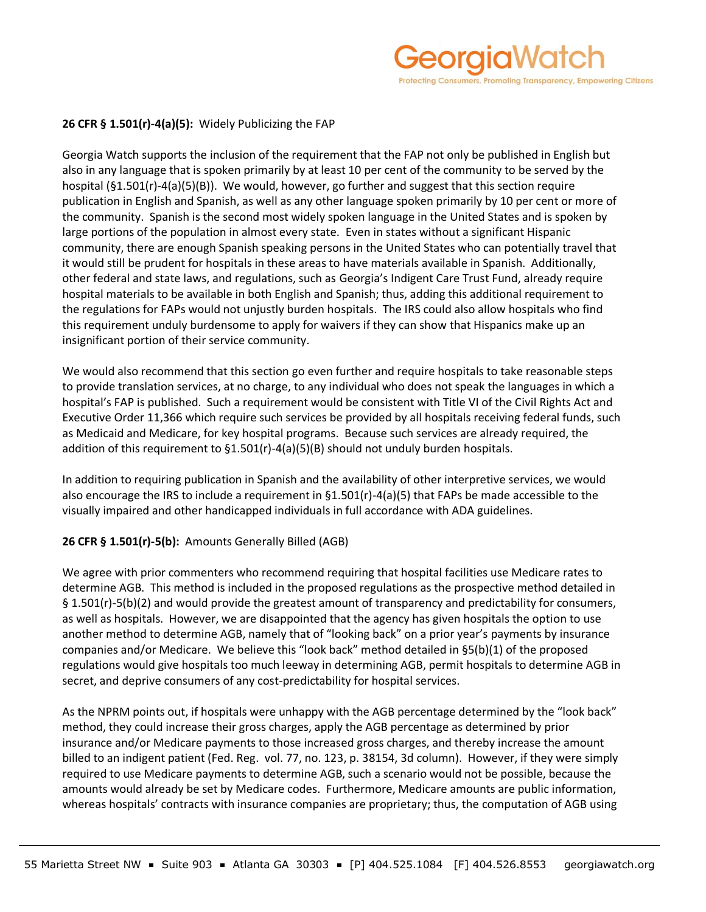**26 CFR § 1.501(r)-4(a)(5):** Widely Publicizing the FAP

Georgia Watch supports the inclusion of the requirement that the FAP not only be published in English but also in any language that is spoken primarily by at least 10 per cent of the community to be served by the hospital (§1.501(r)-4(a)(5)(B)). We would, however, go further and suggest that this section require publication in English and Spanish, as well as any other language spoken primarily by 10 per cent or more of the community. Spanish is the second most widely spoken language in the United States and is spoken by large portions of the population in almost every state. Even in states without a significant Hispanic community, there are enough Spanish speaking persons in the United States who can potentially travel that it would still be prudent for hospitals in these areas to have materials available in Spanish. Additionally, other federal and state laws, and regulations, such as Georgia's Indigent Care Trust Fund, already require hospital materials to be available in both English and Spanish; thus, adding this additional requirement to the regulations for FAPs would not unjustly burden hospitals. The IRS could also allow hospitals who find this requirement unduly burdensome to apply for waivers if they can show that Hispanics make up an insignificant portion of their service community.

We would also recommend that this section go even further and require hospitals to take reasonable steps to provide translation services, at no charge, to any individual who does not speak the languages in which a hospital's FAP is published. Such a requirement would be consistent with Title VI of the Civil Rights Act and Executive Order 11,366 which require such services be provided by all hospitals receiving federal funds, such as Medicaid and Medicare, for key hospital programs. Because such services are already required, the addition of this requirement to §1.501(r)-4(a)(5)(B) should not unduly burden hospitals.

In addition to requiring publication in Spanish and the availability of other interpretive services, we would also encourage the IRS to include a requirement in §1.501(r)-4(a)(5) that FAPs be made accessible to the visually impaired and other handicapped individuals in full accordance with ADA guidelines.

**26 CFR § 1.501(r)-5(b):** Amounts Generally Billed (AGB)

We agree with prior commenters who recommend requiring that hospital facilities use Medicare rates to determine AGB. This method is included in the proposed regulations as the prospective method detailed in § 1.501(r)-5(b)(2) and would provide the greatest amount of transparency and predictability for consumers, as well as hospitals. However, we are disappointed that the agency has given hospitals the option to use another method to determine AGB, namely that of "looking back" on a prior year's payments by insurance companies and/or Medicare. We believe this "look back" method detailed in §5(b)(1) of the proposed regulations would give hospitals too much leeway in determining AGB, permit hospitals to determine AGB in secret, and deprive consumers of any cost-predictability for hospital services.

As the NPRM points out, if hospitals were unhappy with the AGB percentage determined by the "look back" method, they could increase their gross charges, apply the AGB percentage as determined by prior insurance and/or Medicare payments to those increased gross charges, and thereby increase the amount billed to an indigent patient (Fed. Reg. vol. 77, no. 123, p. 38154, 3d column). However, if they were simply required to use Medicare payments to determine AGB, such a scenario would not be possible, because the amounts would already be set by Medicare codes. Furthermore, Medicare amounts are public information, whereas hospitals' contracts with insurance companies are proprietary; thus, the computation of AGB using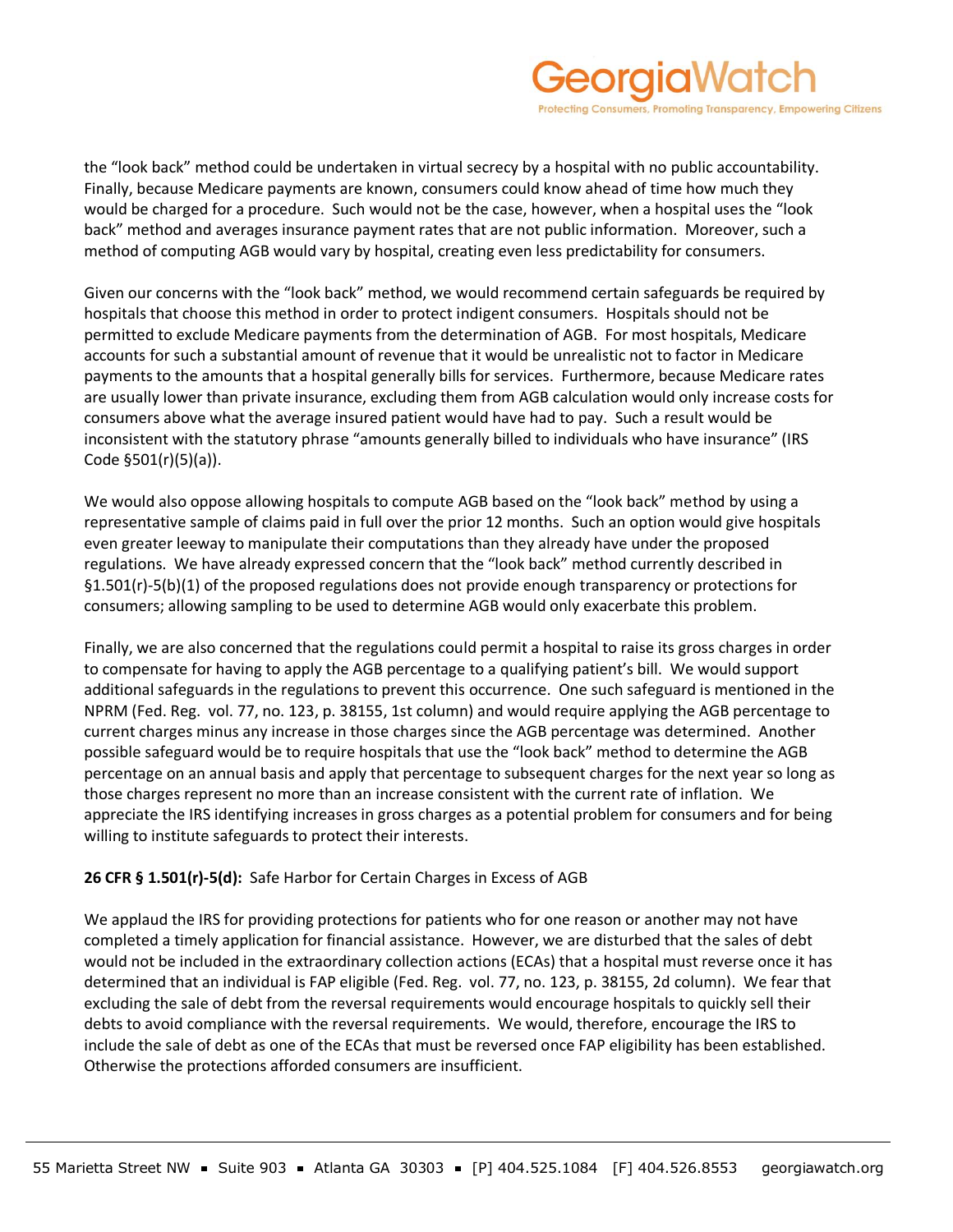the "look back" method could be undertaken in virtual secrecy by a hospital with no public accountability. Finally, because Medicare payments are known, consumers could know ahead of time how much they would be charged for a procedure. Such would not be the case, however, when a hospital uses the "look back" method and averages insurance payment rates that are not public information. Moreover, such a method of computing AGB would vary by hospital, creating even less predictability for consumers.

Given our concerns with the "look back" method, we would recommend certain safeguards be required by hospitals that choose this method in order to protect indigent consumers. Hospitals should not be permitted to exclude Medicare payments from the determination of AGB. For most hospitals, Medicare accounts for such a substantial amount of revenue that it would be unrealistic not to factor in Medicare payments to the amounts that a hospital generally bills for services. Furthermore, because Medicare rates are usually lower than private insurance, excluding them from AGB calculation would only increase costs for consumers above what the average insured patient would have had to pay. Such a result would be inconsistent with the statutory phrase "amounts generally billed to individuals who have insurance" (IRS Code §501(r)(5)(a)).

We would also oppose allowing hospitals to compute AGB based on the "look back" method by using a representative sample of claims paid in full over the prior 12 months. Such an option would give hospitals even greater leeway to manipulate their computations than they already have under the proposed regulations. We have already expressed concern that the "look back" method currently described in §1.501(r)-5(b)(1) of the proposed regulations does not provide enough transparency or protections for consumers; allowing sampling to be used to determine AGB would only exacerbate this problem.

Finally, we are also concerned that the regulations could permit a hospital to raise its gross charges in order to compensate for having to apply the AGB percentage to a qualifying patient's bill. We would support additional safeguards in the regulations to prevent this occurrence. One such safeguard is mentioned in the NPRM (Fed. Reg. vol. 77, no. 123, p. 38155, 1st column) and would require applying the AGB percentage to current charges minus any increase in those charges since the AGB percentage was determined. Another possible safeguard would be to require hospitals that use the "look back" method to determine the AGB percentage on an annual basis and apply that percentage to subsequent charges for the next year so long as those charges represent no more than an increase consistent with the current rate of inflation. We appreciate the IRS identifying increases in gross charges as a potential problem for consumers and for being willing to institute safeguards to protect their interests.

**26 CFR § 1.501(r)-5(d):** Safe Harbor for Certain Charges in Excess of AGB

We applaud the IRS for providing protections for patients who for one reason or another may not have completed a timely application for financial assistance. However, we are disturbed that the sales of debt would not be included in the extraordinary collection actions (ECAs) that a hospital must reverse once it has determined that an individual is FAP eligible (Fed. Reg. vol. 77, no. 123, p. 38155, 2d column). We fear that excluding the sale of debt from the reversal requirements would encourage hospitals to quickly sell their debts to avoid compliance with the reversal requirements. We would, therefore, encourage the IRS to include the sale of debt as one of the ECAs that must be reversed once FAP eligibility has been established. Otherwise the protections afforded consumers are insufficient.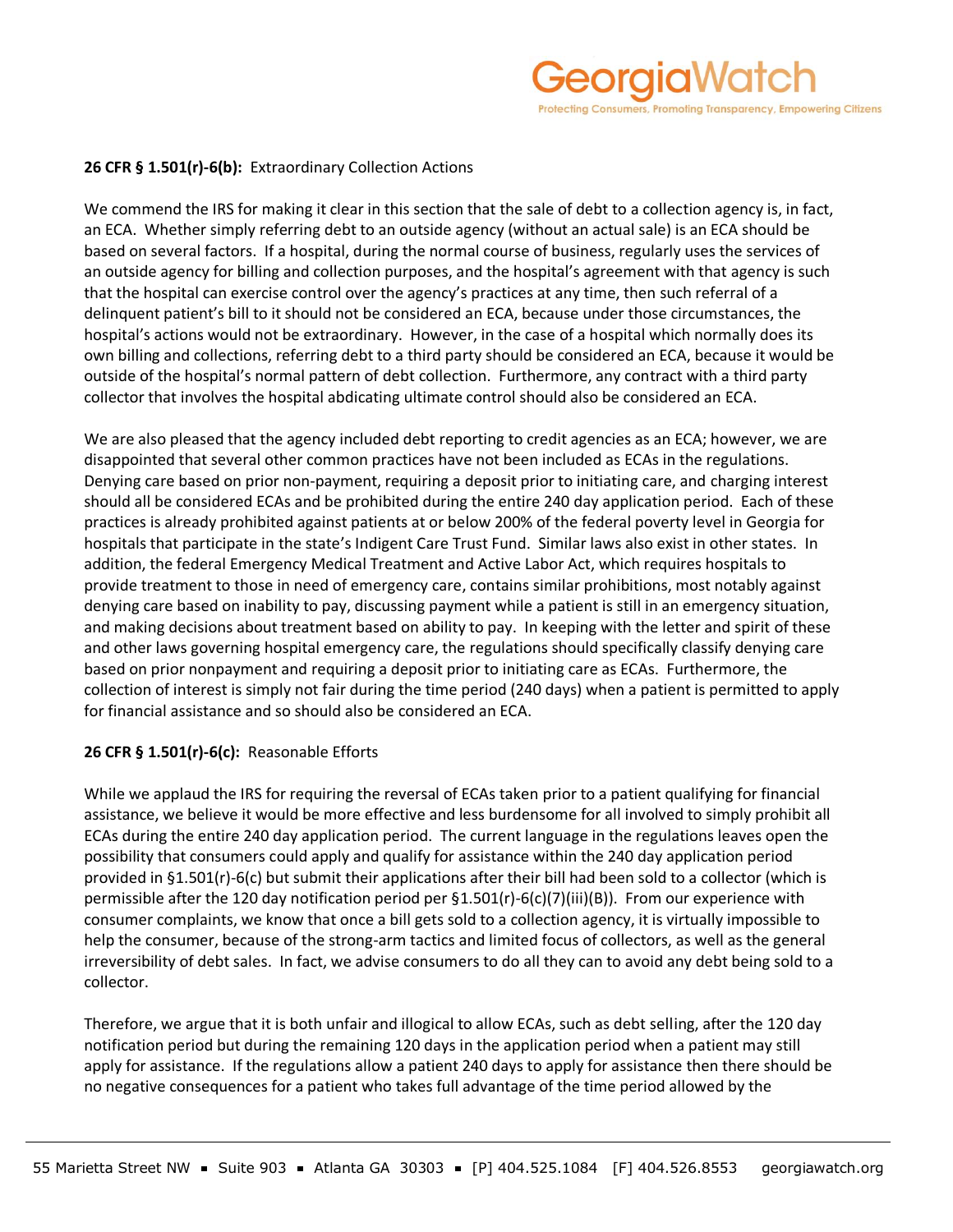**26 CFR § 1.501(r)-6(b):** Extraordinary Collection Actions

We commend the IRS for making it clear in this section that the sale of debt to a collection agency is, in fact, an ECA. Whether simply referring debt to an outside agency (without an actual sale) is an ECA should be based on several factors. If a hospital, during the normal course of business, regularly uses the services of an outside agency for billing and collection purposes, and the hospital's agreement with that agency is such that the hospital can exercise control over the agency's practices at any time, then such referral of a delinquent patient's bill to it should not be considered an ECA, because under those circumstances, the hospital's actions would not be extraordinary. However, in the case of a hospital which normally does its own billing and collections, referring debt to a third party should be considered an ECA, because it would be outside of the hospital's normal pattern of debt collection. Furthermore, any contract with a third party collector that involves the hospital abdicating ultimate control should also be considered an ECA.

We are also pleased that the agency included debt reporting to credit agencies as an ECA; however, we are disappointed that several other common practices have not been included as ECAs in the regulations. Denying care based on prior non-payment, requiring a deposit prior to initiating care, and charging interest should all be considered ECAs and be prohibited during the entire 240 day application period. Each of these practices is already prohibited against patients at or below 200% of the federal poverty level in Georgia for hospitals that participate in the state's Indigent Care Trust Fund. Similar laws also exist in other states. In addition, the federal Emergency Medical Treatment and Active Labor Act, which requires hospitals to provide treatment to those in need of emergency care, contains similar prohibitions, most notably against denying care based on inability to pay, discussing payment while a patient is still in an emergency situation, and making decisions about treatment based on ability to pay. In keeping with the letter and spirit of these and other laws governing hospital emergency care, the regulations should specifically classify denying care based on prior nonpayment and requiring a deposit prior to initiating care as ECAs. Furthermore, the collection of interest is simply not fair during the time period (240 days) when a patient is permitted to apply for financial assistance and so should also be considered an ECA.

**26 CFR § 1.501(r)-6(c):** Reasonable Efforts

While we applaud the IRS for requiring the reversal of ECAs taken prior to a patient qualifying for financial assistance, we believe it would be more effective and less burdensome for all involved to simply prohibit all ECAs during the entire 240 day application period. The current language in the regulations leaves open the possibility that consumers could apply and qualify for assistance within the 240 day application period provided in §1.501(r)-6(c) but submit their applications after their bill had been sold to a collector (which is permissible after the 120 day notification period per §1.501(r)-6(c)(7)(iii)(B)). From our experience with consumer complaints, we know that once a bill gets sold to a collection agency, it is virtually impossible to help the consumer, because of the strong-arm tactics and limited focus of collectors, as well as the general irreversibility of debt sales. In fact, we advise consumers to do all they can to avoid any debt being sold to a collector.

Therefore, we argue that it is both unfair and illogical to allow ECAs, such as debt selling, after the 120 day notification period but during the remaining 120 days in the application period when a patient may still apply for assistance. If the regulations allow a patient 240 days to apply for assistance then there should be no negative consequences for a patient who takes full advantage of the time period allowed by the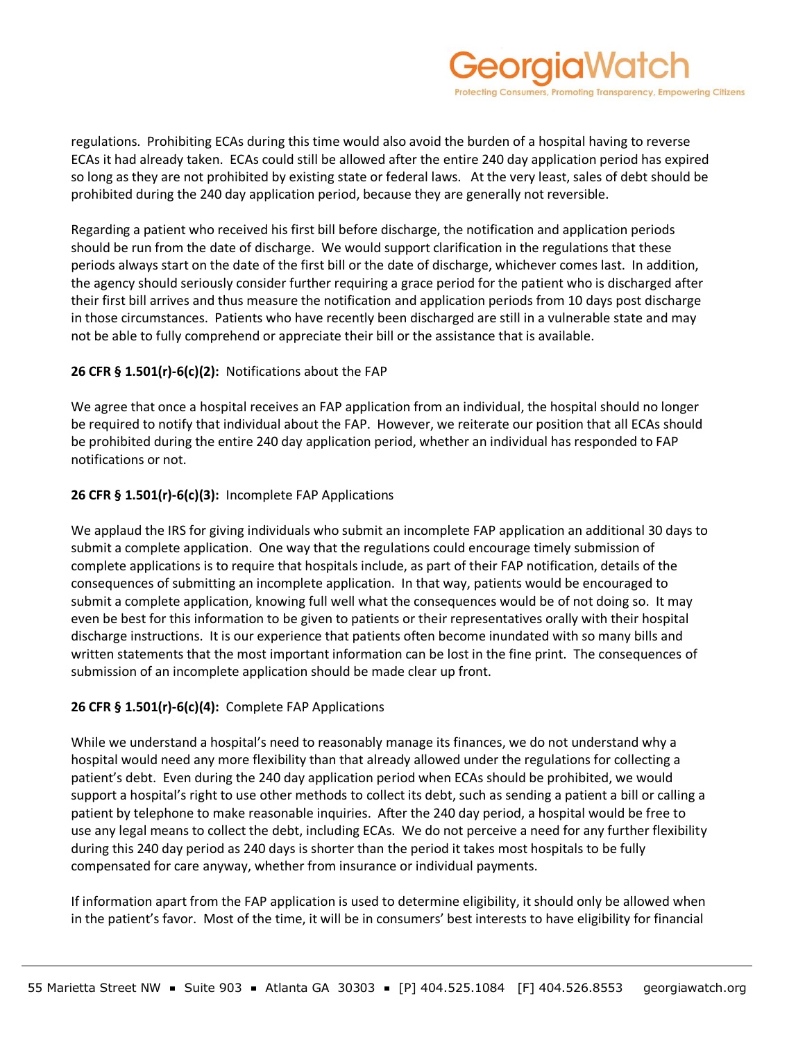regulations. Prohibiting ECAs during this time would also avoid the burden of a hospital having to reverse ECAs it had already taken. ECAs could still be allowed after the entire 240 day application period has expired so long as they are not prohibited by existing state or federal laws. At the very least, sales of debt should be prohibited during the 240 day application period, because they are generally not reversible.

Regarding a patient who received his first bill before discharge, the notification and application periods should be run from the date of discharge. We would support clarification in the regulations that these periods always start on the date of the first bill or the date of discharge, whichever comes last. In addition, the agency should seriously consider further requiring a grace period for the patient who is discharged after their first bill arrives and thus measure the notification and application periods from 10 days post discharge in those circumstances. Patients who have recently been discharged are still in a vulnerable state and may not be able to fully comprehend or appreciate their bill or the assistance that is available.

**26 CFR § 1.501(r)-6(c)(2):** Notifications about the FAP

We agree that once a hospital receives an FAP application from an individual, the hospital should no longer be required to notify that individual about the FAP. However, we reiterate our position that all ECAs should be prohibited during the entire 240 day application period, whether an individual has responded to FAP notifications or not.

**26 CFR § 1.501(r)-6(c)(3):** Incomplete FAP Applications

We applaud the IRS for giving individuals who submit an incomplete FAP application an additional 30 days to submit a complete application. One way that the regulations could encourage timely submission of complete applications is to require that hospitals include, as part of their FAP notification, details of the consequences of submitting an incomplete application. In that way, patients would be encouraged to submit a complete application, knowing full well what the consequences would be of not doing so. It may even be best for this information to be given to patients or their representatives orally with their hospital discharge instructions. It is our experience that patients often become inundated with so many bills and written statements that the most important information can be lost in the fine print. The consequences of submission of an incomplete application should be made clear up front.

**26 CFR § 1.501(r)-6(c)(4):** Complete FAP Applications

While we understand a hospital's need to reasonably manage its finances, we do not understand why a hospital would need any more flexibility than that already allowed under the regulations for collecting a patient's debt. Even during the 240 day application period when ECAs should be prohibited, we would support a hospital's right to use other methods to collect its debt, such as sending a patient a bill or calling a patient by telephone to make reasonable inquiries. After the 240 day period, a hospital would be free to use any legal means to collect the debt, including ECAs. We do not perceive a need for any further flexibility during this 240 day period as 240 days is shorter than the period it takes most hospitals to be fully compensated for care anyway, whether from insurance or individual payments.

If information apart from the FAP application is used to determine eligibility, it should only be allowed when in the patient's favor. Most of the time, it will be in consumers' best interests to have eligibility for financial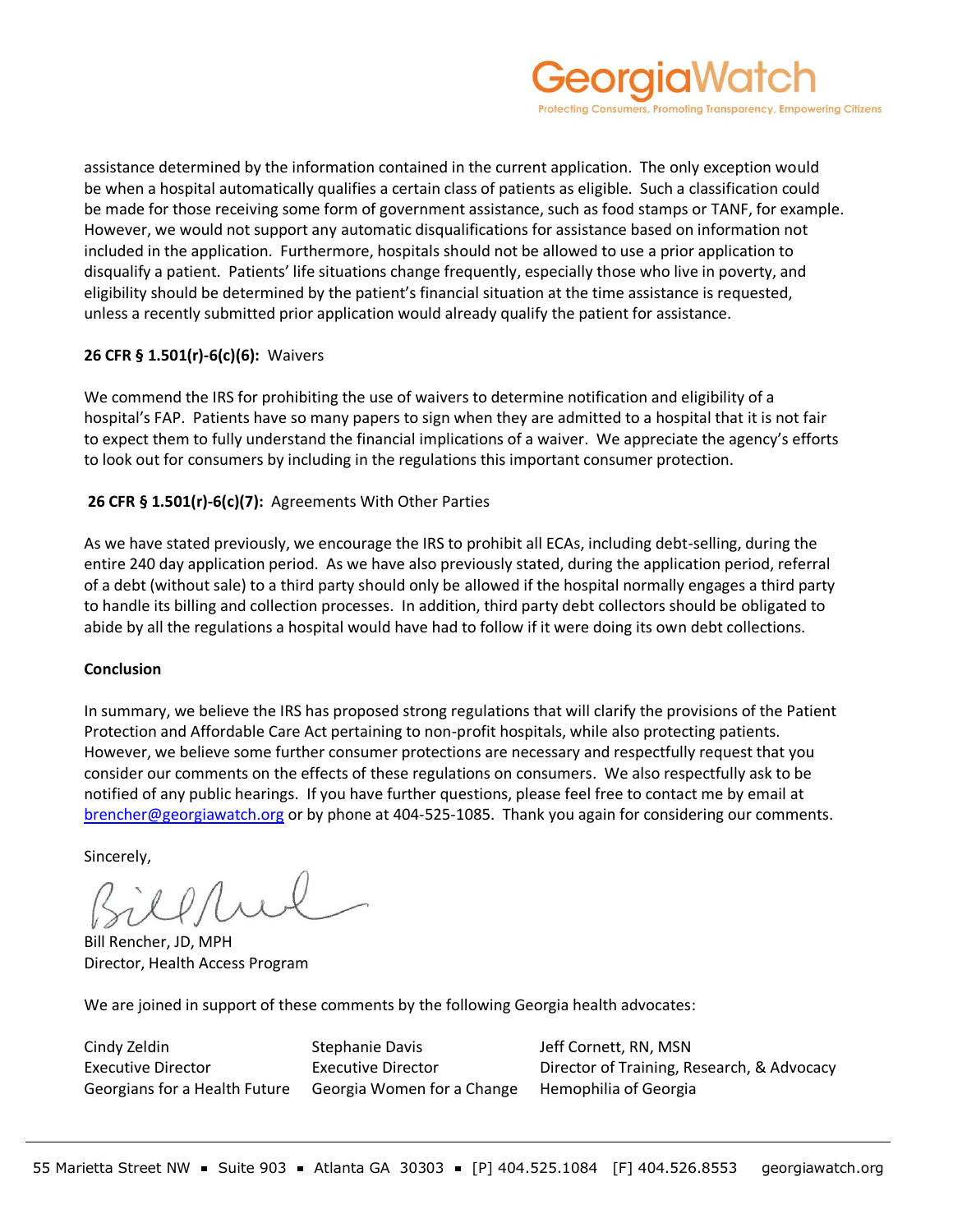assistance determined by the information contained in the current application. The only exception would be when a hospital automatically qualifies a certain class of patients as eligible. Such a classification could be made for those receiving some form of government assistance, such as food stamps or TANF, for example. However, we would not support any automatic disqualifications for assistance based on information not included in the application. Furthermore, hospitals should not be allowed to use a prior application to disqualify a patient. Patients' life situations change frequently, especially those who live in poverty, and eligibility should be determined by the patient's financial situation at the time assistance is requested, unless a recently submitted prior application would already qualify the patient for assistance.

**26 CFR § 1.501(r)-6(c)(6):** Waivers

We commend the IRS for prohibiting the use of waivers to determine notification and eligibility of a hospital's FAP. Patients have so many papers to sign when they are admitted to a hospital that it is not fair to expect them to fully understand the financial implications of a waiver. We appreciate the agency's efforts to look out for consumers by including in the regulations this important consumer protection.

**26 CFR § 1.501(r)-6(c)(7):** Agreements With Other Parties

As we have stated previously, we encourage the IRS to prohibit all ECAs, including debt-selling, during the entire 240 day application period. As we have also previously stated, during the application period, referral of a debt (without sale) to a third party should only be allowed if the hospital normally engages a third party to handle its billing and collection processes. In addition, third party debt collectors should be obligated to abide by all the regulations a hospital would have had to follow if it were doing its own debt collections.

**Conclusion**

In summary, we believe the IRS has proposed strong regulations that will clarify the provisions of the Patient Protection and Affordable Care Act pertaining to non-profit hospitals, while also protecting patients. However, we believe some further consumer protections are necessary and respectfully request that you consider our comments on the effects of these regulations on consumers. We also respectfully ask to be notified of any public hearings. If you have further questions, please feel free to contact me by email at brencher@georgiawatch.org or by phone at 404-525-1085. Thank you again for considering our comments.

Sincerely,

Bill Rencher, JD, MPH
Director, Health Access Program

We are joined in support of these comments by the following Georgia health advocates:

Cindy Zeldin
Executive Director
Georgians for a Health Future

Stephanie Davis
Executive Director
Georgia Women for a Change

Jeff Cornett, RN, MSN
Director of Training, Research, & Advocacy
Hemophilia of Georgia